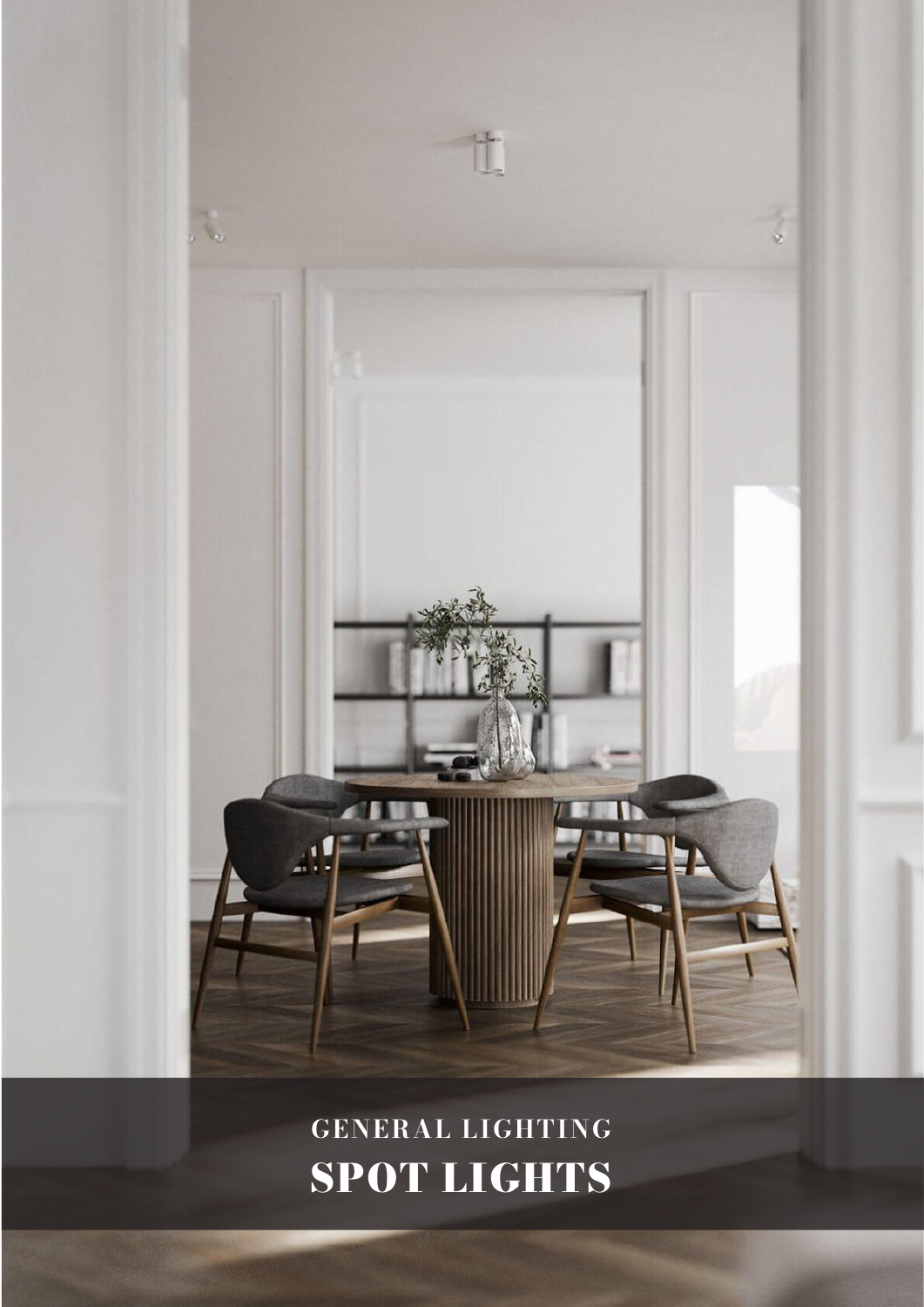GENERAL LIGHTING

# SPOT LIGHTS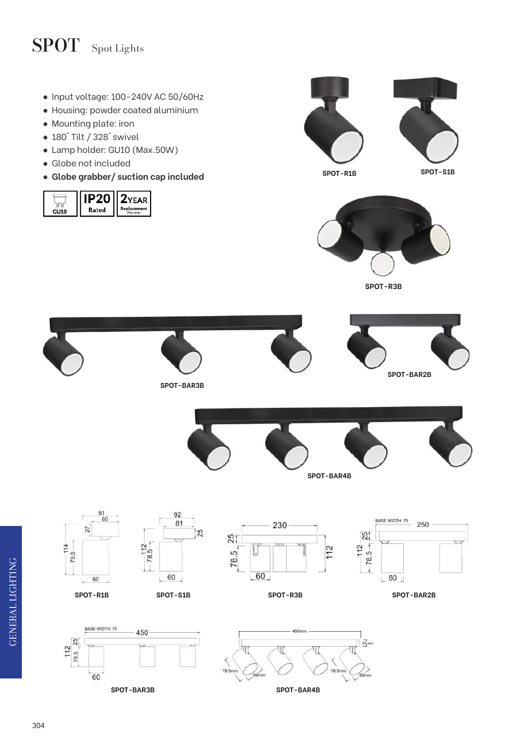# SPOT Spot Lights

- Input voltage: 100-240V AC 50/60Hz
- Housing: powder coated aluminium
- Mounting plate: iron
- 180° Tilt / 328° swivel
- Lamp holder: GU10 (Max.50W)
- Globe not included
- **Globe grabber/ suction cap included**

GU10 | IP20 Rated | 2YEAR Replacement Warranty

SPOT-R1B

SPOT-S1B

SPOT-R3B

SPOT-BAR3B

SPOT-BAR2B

SPOT-BAR4B

SPOT-R1B

SPOT-S1B

SPOT-R3B

SPOT-BAR2B

SPOT-BAR3B

SPOT-BAR4B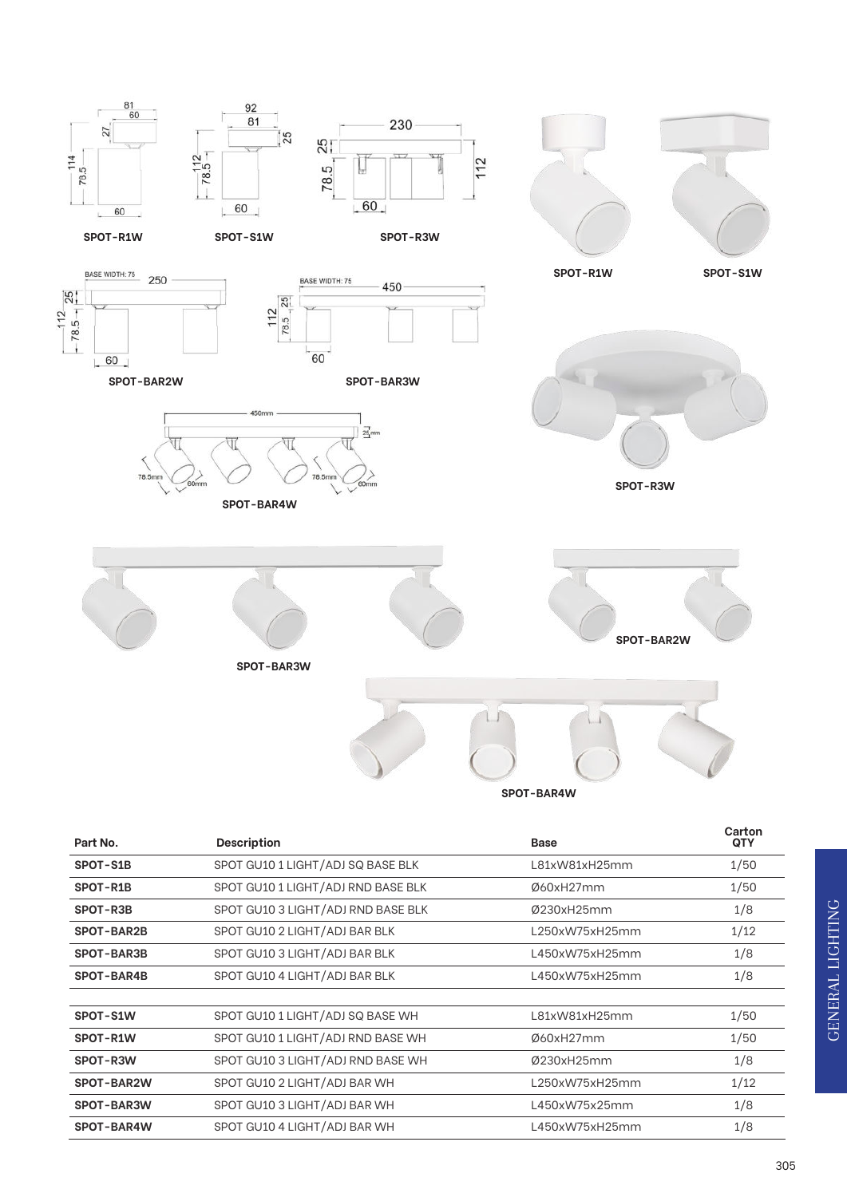SPOT-R1W

SPOT-S1W

SPOT-R3W

SPOT-BAR2W

SPOT-BAR3W

SPOT-BAR4W

SPOT-R1W

SPOT-S1W

SPOT-R3W

SPOT-BAR3W

SPOT-BAR2W

SPOT-BAR4W

| Part No. | Description | Base | Carton QTY |
|---|---|---|---|
| SPOT-S1B | SPOT GU10 1 LIGHT/ADJ SQ BASE BLK | L81xW81xH25mm | 1/50 |
| SPOT-R1B | SPOT GU10 1 LIGHT/ADJ RND BASE BLK | Ø60xH27mm | 1/50 |
| SPOT-R3B | SPOT GU10 3 LIGHT/ADJ RND BASE BLK | Ø230xH25mm | 1/8 |
| SPOT-BAR2B | SPOT GU10 2 LIGHT/ADJ BAR BLK | L250xW75xH25mm | 1/12 |
| SPOT-BAR3B | SPOT GU10 3 LIGHT/ADJ BAR BLK | L450xW75xH25mm | 1/8 |
| SPOT-BAR4B | SPOT GU10 4 LIGHT/ADJ BAR BLK | L450xW75xH25mm | 1/8 |
| | | | |
| SPOT-S1W | SPOT GU10 1 LIGHT/ADJ SQ BASE WH | L81xW81xH25mm | 1/50 |
| SPOT-R1W | SPOT GU10 1 LIGHT/ADJ RND BASE WH | Ø60xH27mm | 1/50 |
| SPOT-R3W | SPOT GU10 3 LIGHT/ADJ RND BASE WH | Ø230xH25mm | 1/8 |
| SPOT-BAR2W | SPOT GU10 2 LIGHT/ADJ BAR WH | L250xW75xH25mm | 1/12 |
| SPOT-BAR3W | SPOT GU10 3 LIGHT/ADJ BAR WH | L450xW75x25mm | 1/8 |
| SPOT-BAR4W | SPOT GU10 4 LIGHT/ADJ BAR WH | L450xW75xH25mm | 1/8 |

GENERAL LIGHTING